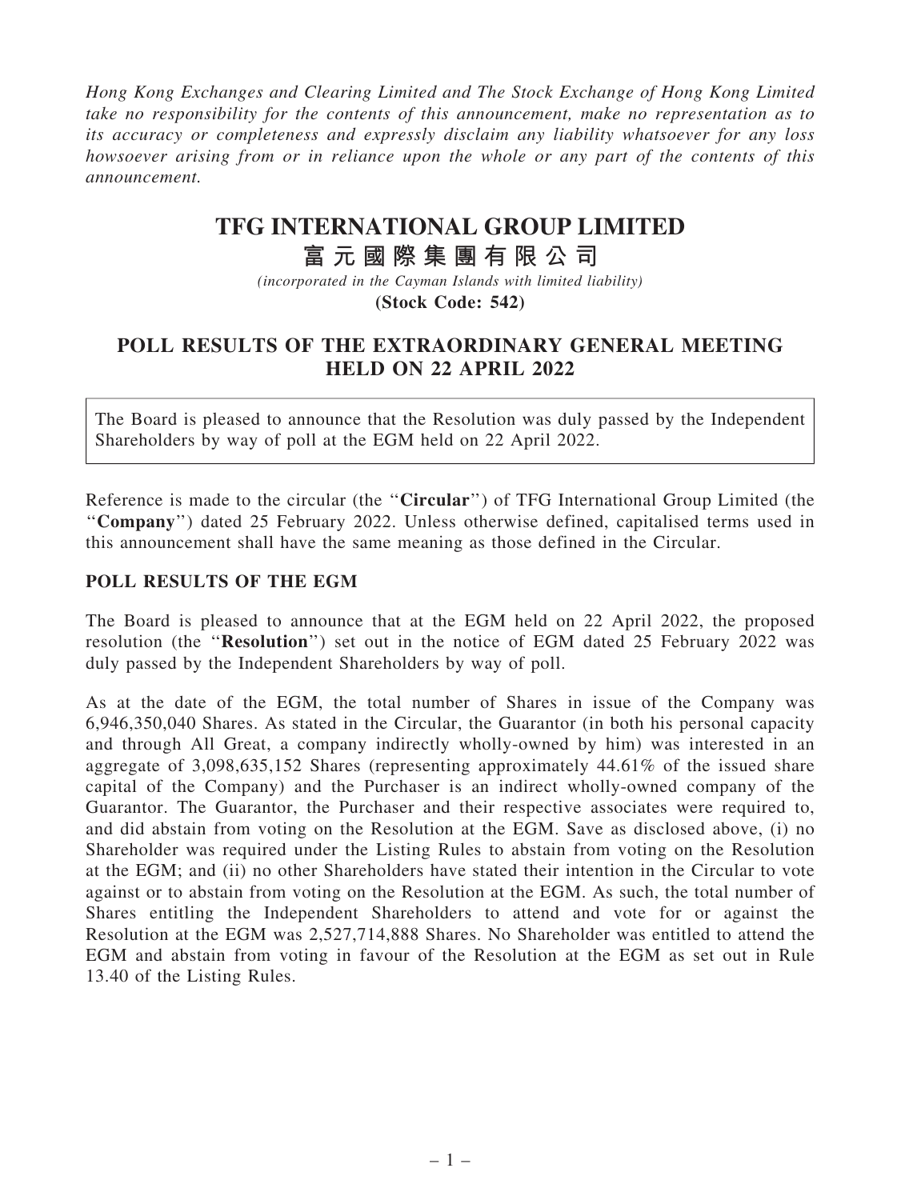*Hong Kong Exchanges and Clearing Limited and The Stock Exchange of Hong Kong Limited take no responsibility for the contents of this announcement, make no representation as to its accuracy or completeness and expressly disclaim any liability whatsoever for any loss howsoever arising from or in reliance upon the whole or any part of the contents of this announcement.*

# TFG INTERNATIONAL GROUP LIMITED
# 富元國際集團有限公司

*(incorporated in the Cayman Islands with limited liability)*
**(Stock Code: 542)**

## POLL RESULTS OF THE EXTRAORDINARY GENERAL MEETING HELD ON 22 APRIL 2022

The Board is pleased to announce that the Resolution was duly passed by the Independent Shareholders by way of poll at the EGM held on 22 April 2022.

Reference is made to the circular (the "**Circular**") of TFG International Group Limited (the "**Company**") dated 25 February 2022. Unless otherwise defined, capitalised terms used in this announcement shall have the same meaning as those defined in the Circular.

## POLL RESULTS OF THE EGM

The Board is pleased to announce that at the EGM held on 22 April 2022, the proposed resolution (the "**Resolution**") set out in the notice of EGM dated 25 February 2022 was duly passed by the Independent Shareholders by way of poll.

As at the date of the EGM, the total number of Shares in issue of the Company was 6,946,350,040 Shares. As stated in the Circular, the Guarantor (in both his personal capacity and through All Great, a company indirectly wholly-owned by him) was interested in an aggregate of 3,098,635,152 Shares (representing approximately 44.61% of the issued share capital of the Company) and the Purchaser is an indirect wholly-owned company of the Guarantor. The Guarantor, the Purchaser and their respective associates were required to, and did abstain from voting on the Resolution at the EGM. Save as disclosed above, (i) no Shareholder was required under the Listing Rules to abstain from voting on the Resolution at the EGM; and (ii) no other Shareholders have stated their intention in the Circular to vote against or to abstain from voting on the Resolution at the EGM. As such, the total number of Shares entitling the Independent Shareholders to attend and vote for or against the Resolution at the EGM was 2,527,714,888 Shares. No Shareholder was entitled to attend the EGM and abstain from voting in favour of the Resolution at the EGM as set out in Rule 13.40 of the Listing Rules.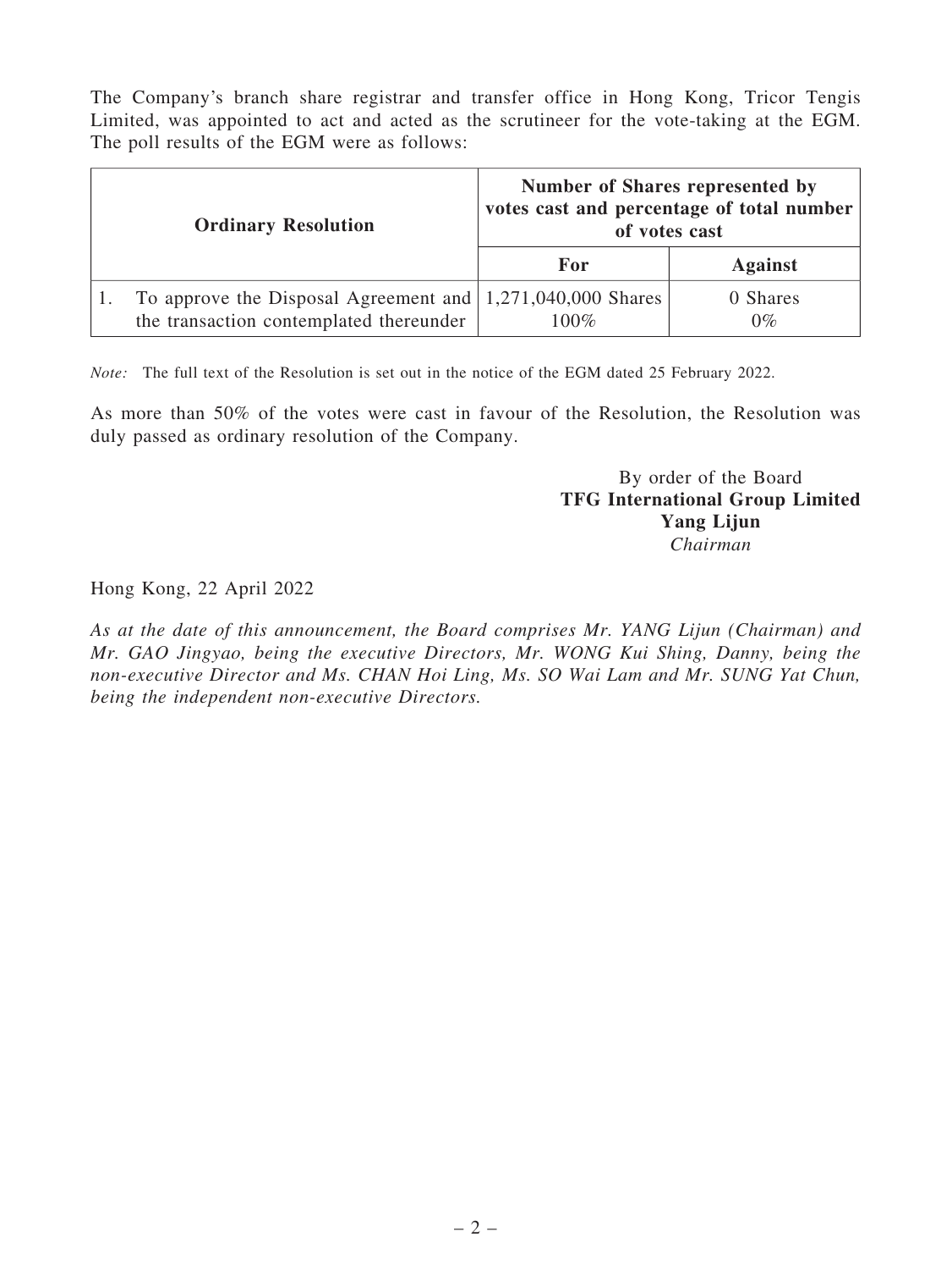The Company's branch share registrar and transfer office in Hong Kong, Tricor Tengis Limited, was appointed to act and acted as the scrutineer for the vote-taking at the EGM. The poll results of the EGM were as follows:

| Ordinary Resolution | Number of Shares represented by votes cast and percentage of total number of votes cast | |
|---|---|---|
| | **For** | **Against** |
| 1. To approve the Disposal Agreement and the transaction contemplated thereunder | 1,271,040,000 Shares<br>100% | 0 Shares<br>0% |

*Note:* The full text of the Resolution is set out in the notice of the EGM dated 25 February 2022.

As more than 50% of the votes were cast in favour of the Resolution, the Resolution was duly passed as ordinary resolution of the Company.

By order of the Board
**TFG International Group Limited**
**Yang Lijun**
*Chairman*

Hong Kong, 22 April 2022

*As at the date of this announcement, the Board comprises Mr. YANG Lijun (Chairman) and Mr. GAO Jingyao, being the executive Directors, Mr. WONG Kui Shing, Danny, being the non-executive Director and Ms. CHAN Hoi Ling, Ms. SO Wai Lam and Mr. SUNG Yat Chun, being the independent non-executive Directors.*